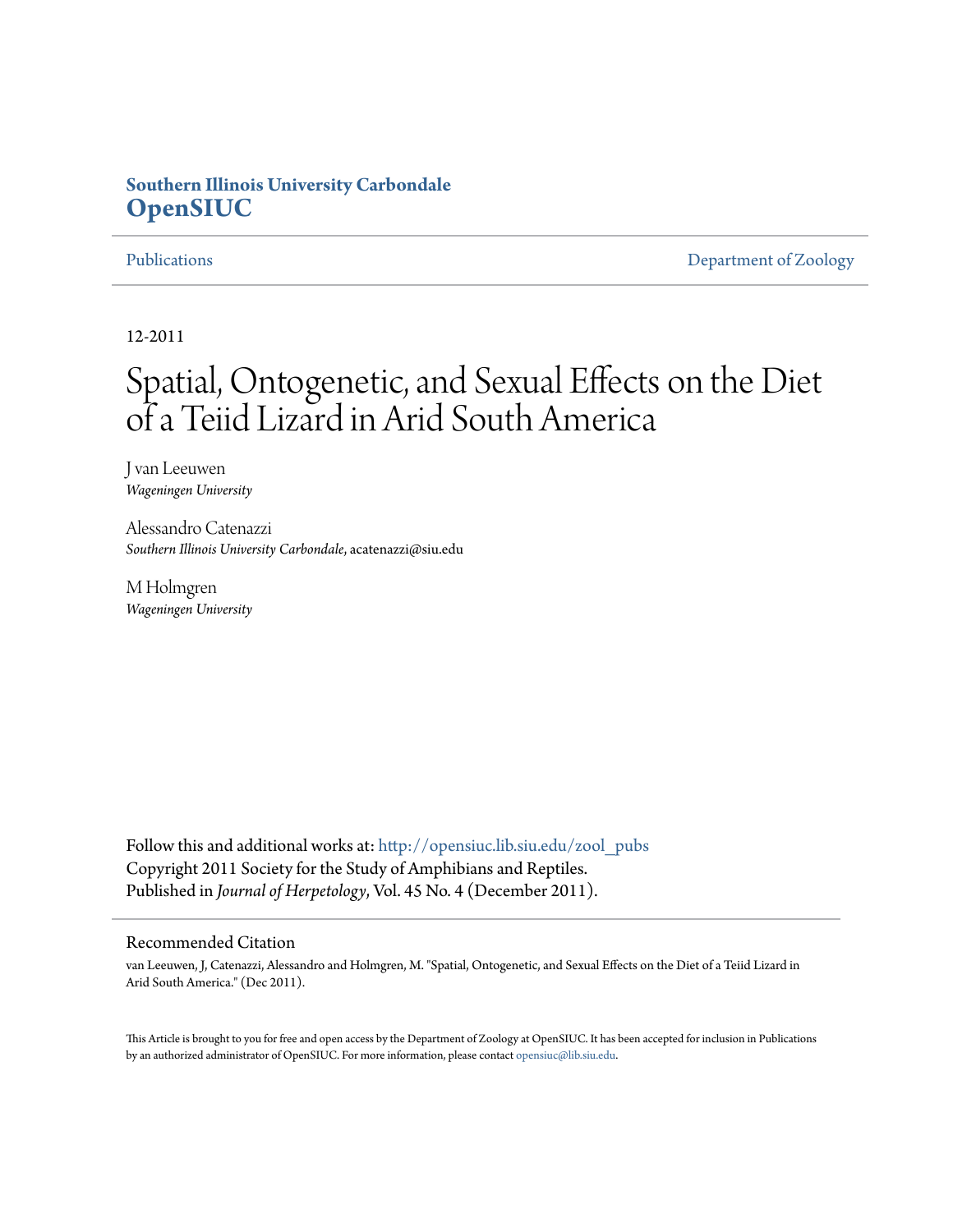**Southern Illinois University Carbondale**
**OpenSIUC**

Publications | Department of Zoology

12-2011

# Spatial, Ontogenetic, and Sexual Effects on the Diet of a Teiid Lizard in Arid South America

J van Leeuwen
*Wageningen University*

Alessandro Catenazzi
*Southern Illinois University Carbondale*, acatenazzi@siu.edu

M Holmgren
*Wageningen University*

Follow this and additional works at: http://opensiuc.lib.siu.edu/zool_pubs
Copyright 2011 Society for the Study of Amphibians and Reptiles.
Published in *Journal of Herpetology*, Vol. 45 No. 4 (December 2011).

## Recommended Citation

van Leeuwen, J, Catenazzi, Alessandro and Holmgren, M. "Spatial, Ontogenetic, and Sexual Effects on the Diet of a Teiid Lizard in Arid South America." (Dec 2011).

This Article is brought to you for free and open access by the Department of Zoology at OpenSIUC. It has been accepted for inclusion in Publications by an authorized administrator of OpenSIUC. For more information, please contact opensiuc@lib.siu.edu.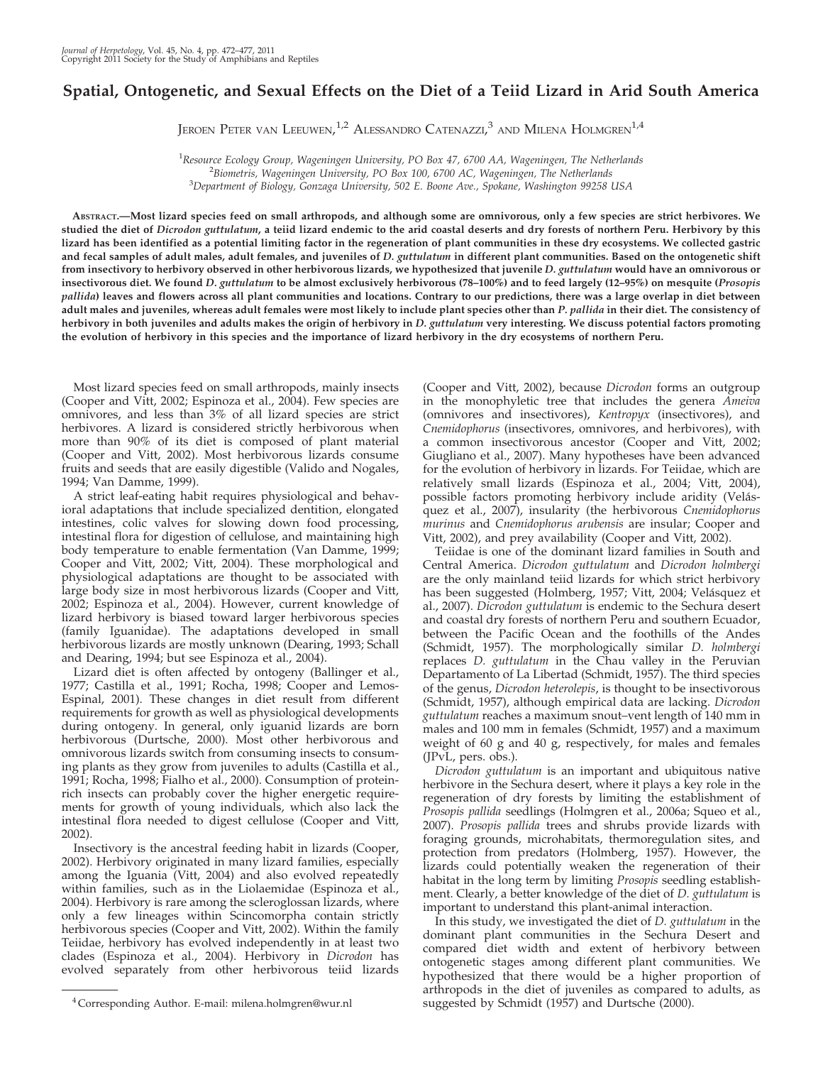# Spatial, Ontogenetic, and Sexual Effects on the Diet of a Teiid Lizard in Arid South America

Jeroen Peter van Leeuwen,[1,2] Alessandro Catenazzi,[3] and Milena Holmgren[1,4]

[1]Resource Ecology Group, Wageningen University, PO Box 47, 6700 AA, Wageningen, The Netherlands
[2]Biometris, Wageningen University, PO Box 100, 6700 AC, Wageningen, The Netherlands
[3]Department of Biology, Gonzaga University, 502 E. Boone Ave., Spokane, Washington 99258 USA

**Abstract.—Most lizard species feed on small arthropods, and although some are omnivorous, only a few species are strict herbivores. We studied the diet of *Dicrodon guttulatum*, a teiid lizard endemic to the arid coastal deserts and dry forests of northern Peru. Herbivory by this lizard has been identified as a potential limiting factor in the regeneration of plant communities in these dry ecosystems. We collected gastric and fecal samples of adult males, adult females, and juveniles of *D. guttulatum* in different plant communities. Based on the ontogenetic shift from insectivory to herbivory observed in other herbivorous lizards, we hypothesized that juvenile *D. guttulatum* would have an omnivorous or insectivorous diet. We found *D. guttulatum* to be almost exclusively herbivorous (78–100%) and to feed largely (12–95%) on mesquite (*Prosopis pallida*) leaves and flowers across all plant communities and locations. Contrary to our predictions, there was a large overlap in diet between adult males and juveniles, whereas adult females were most likely to include plant species other than *P. pallida* in their diet. The consistency of herbivory in both juveniles and adults makes the origin of herbivory in *D. guttulatum* very interesting. We discuss potential factors promoting the evolution of herbivory in this species and the importance of lizard herbivory in the dry ecosystems of northern Peru.**

Most lizard species feed on small arthropods, mainly insects (Cooper and Vitt, 2002; Espinoza et al., 2004). Few species are omnivores, and less than 3% of all lizard species are strict herbivores. A lizard is considered strictly herbivorous when more than 90% of its diet is composed of plant material (Cooper and Vitt, 2002). Most herbivorous lizards consume fruits and seeds that are easily digestible (Valido and Nogales, 1994; Van Damme, 1999).

A strict leaf-eating habit requires physiological and behavioral adaptations that include specialized dentition, elongated intestines, colic valves for slowing down food processing, intestinal flora for digestion of cellulose, and maintaining high body temperature to enable fermentation (Van Damme, 1999; Cooper and Vitt, 2002; Vitt, 2004). These morphological and physiological adaptations are thought to be associated with large body size in most herbivorous lizards (Cooper and Vitt, 2002; Espinoza et al., 2004). However, current knowledge of lizard herbivory is biased toward larger herbivorous species (family Iguanidae). The adaptations developed in small herbivorous lizards are mostly unknown (Dearing, 1993; Schall and Dearing, 1994; but see Espinoza et al., 2004).

Lizard diet is often affected by ontogeny (Ballinger et al., 1977; Castilla et al., 1991; Rocha, 1998; Cooper and Lemos-Espinal, 2001). These changes in diet result from different requirements for growth as well as physiological developments during ontogeny. In general, only iguanid lizards are born herbivorous (Durtsche, 2000). Most other herbivorous and omnivorous lizards switch from consuming insects to consuming plants as they grow from juveniles to adults (Castilla et al., 1991; Rocha, 1998; Fialho et al., 2000). Consumption of protein-rich insects can probably cover the higher energetic requirements for growth of young individuals, which also lack the intestinal flora needed to digest cellulose (Cooper and Vitt, 2002).

Insectivory is the ancestral feeding habit in lizards (Cooper, 2002). Herbivory originated in many lizard families, especially among the Iguania (Vitt, 2004) and also evolved repeatedly within families, such as in the Liolaemidae (Espinoza et al., 2004). Herbivory is rare among the scleroglossan lizards, where only a few lineages within Scincomorpha contain strictly herbivorous species (Cooper and Vitt, 2002). Within the family Teiidae, herbivory has evolved independently in at least two clades (Espinoza et al., 2004). Herbivory in *Dicrodon* has evolved separately from other herbivorous teiid lizards (Cooper and Vitt, 2002), because *Dicrodon* forms an outgroup in the monophyletic tree that includes the genera *Ameiva* (omnivores and insectivores), *Kentropyx* (insectivores), and *Cnemidophorus* (insectivores, omnivores, and herbivores), with a common insectivorous ancestor (Cooper and Vitt, 2002; Giugliano et al., 2007). Many hypotheses have been advanced for the evolution of herbivory in lizards. For Teiidae, which are relatively small lizards (Espinoza et al., 2004; Vitt, 2004), possible factors promoting herbivory include aridity (Velásquez et al., 2007), insularity (the herbivorous *Cnemidophorus murinus* and *Cnemidophorus arubensis* are insular; Cooper and Vitt, 2002), and prey availability (Cooper and Vitt, 2002).

Teiidae is one of the dominant lizard families in South and Central America. *Dicrodon guttulatum* and *Dicrodon holmbergi* are the only mainland teiid lizards for which strict herbivory has been suggested (Holmberg, 1957; Vitt, 2004; Velásquez et al., 2007). *Dicrodon guttulatum* is endemic to the Sechura desert and coastal dry forests of northern Peru and southern Ecuador, between the Pacific Ocean and the foothills of the Andes (Schmidt, 1957). The morphologically similar *D. holmbergi* replaces *D. guttulatum* in the Chau valley in the Peruvian Departamento of La Libertad (Schmidt, 1957). The third species of the genus, *Dicrodon heterolepis*, is thought to be insectivorous (Schmidt, 1957), although empirical data are lacking. *Dicrodon guttulatum* reaches a maximum snout–vent length of 140 mm in males and 100 mm in females (Schmidt, 1957) and a maximum weight of 60 g and 40 g, respectively, for males and females (JPvL, pers. obs.).

*Dicrodon guttulatum* is an important and ubiquitous native herbivore in the Sechura desert, where it plays a key role in the regeneration of dry forests by limiting the establishment of *Prosopis pallida* seedlings (Holmgren et al., 2006a; Squeo et al., 2007). *Prosopis pallida* trees and shrubs provide lizards with foraging grounds, microhabitats, thermoregulation sites, and protection from predators (Holmberg, 1957). However, the lizards could potentially weaken the regeneration of their habitat in the long term by limiting *Prosopis* seedling establishment. Clearly, a better knowledge of the diet of *D. guttulatum* is important to understand this plant-animal interaction.

In this study, we investigated the diet of *D. guttulatum* in the dominant plant communities in the Sechura Desert and compared diet width and extent of herbivory between ontogenetic stages among different plant communities. We hypothesized that there would be a higher proportion of arthropods in the diet of juveniles as compared to adults, as suggested by Schmidt (1957) and Durtsche (2000).

[4]Corresponding Author. E-mail: milena.holmgren@wur.nl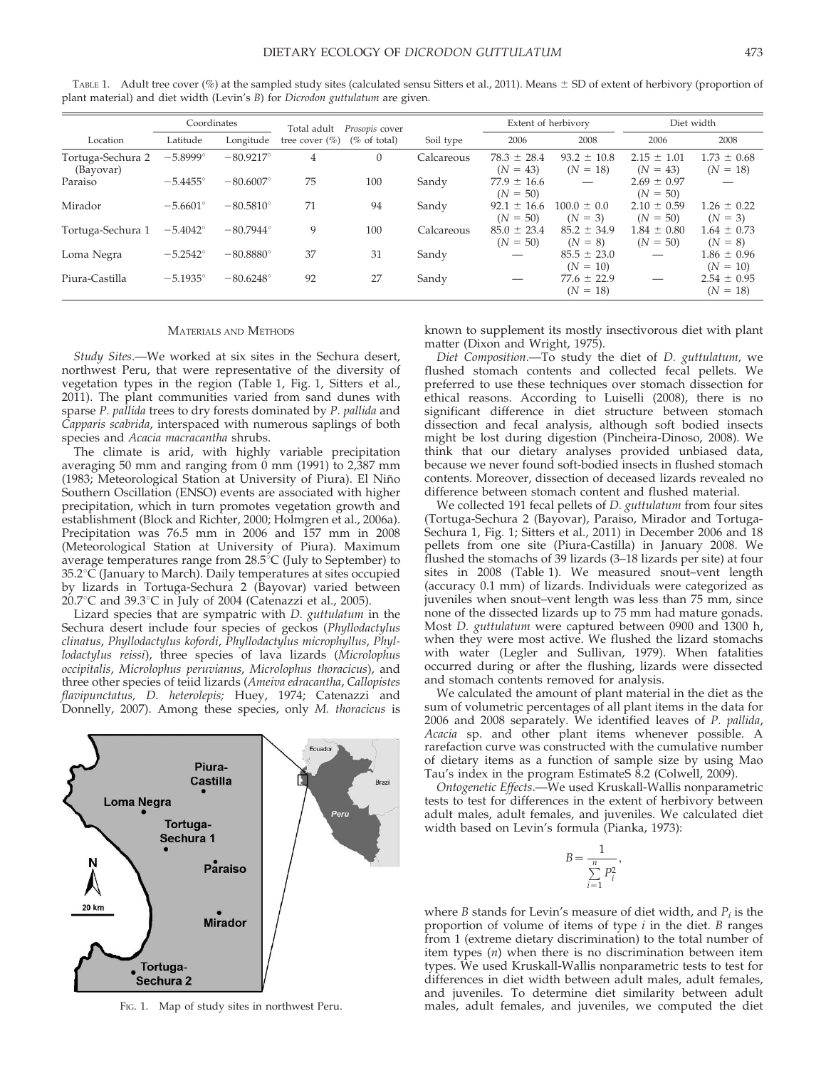TABLE 1. Adult tree cover (%) at the sampled study sites (calculated sensu Sitters et al., 2011). Means ± SD of extent of herbivory (proportion of plant material) and diet width (Levin's *B*) for *Dicrodon guttulatum* are given.

| Location | Coordinates | | Total adult tree cover (%) | *Prosopis* cover (% of total) | Soil type | Extent of herbivory | | Diet width | |
|---|---|---|---|---|---|---|---|---|---|
| | Latitude | Longitude | | | | 2006 | 2008 | 2006 | 2008 |
| Tortuga-Sechura 2 (Bayovar) | −5.8999° | −80.9217° | 4 | 0 | Calcareous | 78.3 ± 28.4 ($N$ = 43) | 93.2 ± 10.8 ($N$ = 18) | 2.15 ± 1.01 ($N$ = 43) | 1.73 ± 0.68 ($N$ = 18) |
| Paraiso | −5.4455° | −80.6007° | 75 | 100 | Sandy | 77.9 ± 16.6 ($N$ = 50) | — | 2.69 ± 0.97 ($N$ = 50) | — |
| Mirador | −5.6601° | −80.5810° | 71 | 94 | Sandy | 92.1 ± 16.6 ($N$ = 50) | 100.0 ± 0.0 ($N$ = 3) | 2.10 ± 0.59 ($N$ = 50) | 1.26 ± 0.22 ($N$ = 3) |
| Tortuga-Sechura 1 | −5.4042° | −80.7944° | 9 | 100 | Calcareous | 85.0 ± 23.4 ($N$ = 50) | 85.2 ± 34.9 ($N$ = 8) | 1.84 ± 0.80 ($N$ = 50) | 1.64 ± 0.73 ($N$ = 8) |
| Loma Negra | −5.2542° | −80.8880° | 37 | 31 | Sandy | — | 85.5 ± 23.0 ($N$ = 10) | — | 1.86 ± 0.96 ($N$ = 10) |
| Piura-Castilla | −5.1935° | −80.6248° | 92 | 27 | Sandy | — | 77.6 ± 22.9 ($N$ = 18) | — | 2.54 ± 0.95 ($N$ = 18) |

## MATERIALS AND METHODS

*Study Sites.*—We worked at six sites in the Sechura desert, northwest Peru, that were representative of the diversity of vegetation types in the region (Table 1, Fig. 1, Sitters et al., 2011). The plant communities varied from sand dunes with sparse *P. pallida* trees to dry forests dominated by *P. pallida* and *Capparis scabrida*, interspaced with numerous saplings of both species and *Acacia macracantha* shrubs.

The climate is arid, with highly variable precipitation averaging 50 mm and ranging from 0 mm (1991) to 2,387 mm (1983; Meteorological Station at University of Piura). El Niño Southern Oscillation (ENSO) events are associated with higher precipitation, which in turn promotes vegetation growth and establishment (Block and Richter, 2000; Holmgren et al., 2006a). Precipitation was 76.5 mm in 2006 and 157 mm in 2008 (Meteorological Station at University of Piura). Maximum average temperatures range from 28.5°C (July to September) to 35.2°C (January to March). Daily temperatures at sites occupied by lizards in Tortuga-Sechura 2 (Bayovar) varied between 20.7°C and 39.3°C in July of 2004 (Catenazzi et al., 2005).

Lizard species that are sympatric with *D. guttulatum* in the Sechura desert include four species of geckos (*Phyllodactylus clinatus*, *Phyllodactylus kofordi*, *Phyllodactylus microphyllus*, *Phyllodactylus reissi*), three species of lava lizards (*Microlophus occipitalis*, *Microlophus peruvianus*, *Microlophus thoracicus*), and three other species of teiid lizards (*Ameiva edracantha*, *Callopistes flavipunctatus*, *D. heterolepis;* Huey, 1974; Catenazzi and Donnelly, 2007). Among these species, only *M. thoracicus* is known to supplement its mostly insectivorous diet with plant matter (Dixon and Wright, 1975).

FIG. 1. Map of study sites in northwest Peru.

*Diet Composition.*—To study the diet of *D. guttulatum,* we flushed stomach contents and collected fecal pellets. We preferred to use these techniques over stomach dissection for ethical reasons. According to Luiselli (2008), there is no significant difference in diet structure between stomach dissection and fecal analysis, although soft bodied insects might be lost during digestion (Pincheira-Dinoso, 2008). We think that our dietary analyses provided unbiased data, because we never found soft-bodied insects in flushed stomach contents. Moreover, dissection of deceased lizards revealed no difference between stomach content and flushed material.

We collected 191 fecal pellets of *D. guttulatum* from four sites (Tortuga-Sechura 2 (Bayovar), Paraiso, Mirador and Tortuga-Sechura 1, Fig. 1; Sitters et al., 2011) in December 2006 and 18 pellets from one site (Piura-Castilla) in January 2008. We flushed the stomachs of 39 lizards (3–18 lizards per site) at four sites in 2008 (Table 1). We measured snout–vent length (accuracy 0.1 mm) of lizards. Individuals were categorized as juveniles when snout–vent length was less than 75 mm, since none of the dissected lizards up to 75 mm had mature gonads. Most *D. guttulatum* were captured between 0900 and 1300 h, when they were most active. We flushed the lizard stomachs with water (Legler and Sullivan, 1979). When fatalities occurred during or after the flushing, lizards were dissected and stomach contents removed for analysis.

We calculated the amount of plant material in the diet as the sum of volumetric percentages of all plant items in the data for 2006 and 2008 separately. We identified leaves of *P. pallida*, *Acacia* sp. and other plant items whenever possible. A rarefaction curve was constructed with the cumulative number of dietary items as a function of sample size by using Mao Tau's index in the program EstimateS 8.2 (Colwell, 2009).

*Ontogenetic Effects.*—We used Kruskall-Wallis nonparametric tests to test for differences in the extent of herbivory between adult males, adult females, and juveniles. We calculated diet width based on Levin's formula (Pianka, 1973):

$$B = \frac{1}{\sum_{i=1}^{n} P_i^2},$$

where $B$ stands for Levin's measure of diet width, and $P_i$ is the proportion of volume of items of type $i$ in the diet. $B$ ranges from 1 (extreme dietary discrimination) to the total number of item types ($n$) when there is no discrimination between item types. We used Kruskall-Wallis nonparametric tests to test for differences in diet width between adult males, adult females, and juveniles. To determine diet similarity between adult males, adult females, and juveniles, we computed the diet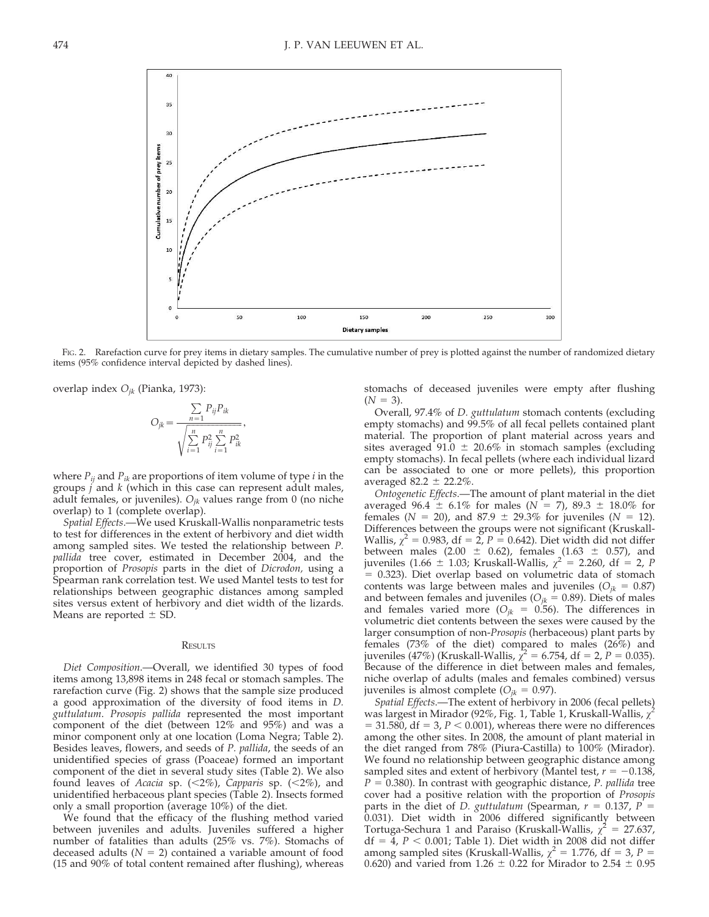FIG. 2. Rarefaction curve for prey items in dietary samples. The cumulative number of prey is plotted against the number of randomized dietary items (95% confidence interval depicted by dashed lines).

overlap index $O_{jk}$ (Pianka, 1973):

$$O_{jk} = \frac{\sum_{n=1} P_{ij} P_{ik}}{\sqrt{\sum_{i=1}^{n} P_{ij}^2 \sum_{i=1}^{n} P_{ik}^2}},$$

where $P_{ij}$ and $P_{ik}$ are proportions of item volume of type $i$ in the groups $j$ and $k$ (which in this case can represent adult males, adult females, or juveniles). $O_{jk}$ values range from 0 (no niche overlap) to 1 (complete overlap).

*Spatial Effects*.—We used Kruskall-Wallis nonparametric tests to test for differences in the extent of herbivory and diet width among sampled sites. We tested the relationship between *P. pallida* tree cover, estimated in December 2004, and the proportion of *Prosopis* parts in the diet of *Dicrodon,* using a Spearman rank correlation test. We used Mantel tests to test for relationships between geographic distances among sampled sites versus extent of herbivory and diet width of the lizards. Means are reported ± SD.

## RESULTS

*Diet Composition*.—Overall, we identified 30 types of food items among 13,898 items in 248 fecal or stomach samples. The rarefaction curve (Fig. 2) shows that the sample size produced a good approximation of the diversity of food items in *D. guttulatum*. *Prosopis pallida* represented the most important component of the diet (between 12% and 95%) and was a minor component only at one location (Loma Negra; Table 2). Besides leaves, flowers, and seeds of *P. pallida*, the seeds of an unidentified species of grass (Poaceae) formed an important component of the diet in several study sites (Table 2). We also found leaves of *Acacia* sp. (<2%), *Capparis* sp. (<2%), and unidentified herbaceous plant species (Table 2). Insects formed only a small proportion (average 10%) of the diet.

We found that the efficacy of the flushing method varied between juveniles and adults. Juveniles suffered a higher number of fatalities than adults (25% vs. 7%). Stomachs of deceased adults ($N = 2$) contained a variable amount of food (15 and 90% of total content remained after flushing), whereas stomachs of deceased juveniles were empty after flushing ($N = 3$).

Overall, 97.4% of *D. guttulatum* stomach contents (excluding empty stomachs) and 99.5% of all fecal pellets contained plant material. The proportion of plant material across years and sites averaged 91.0 ± 20.6% in stomach samples (excluding empty stomachs). In fecal pellets (where each individual lizard can be associated to one or more pellets), this proportion averaged 82.2 ± 22.2%.

*Ontogenetic Effects*.—The amount of plant material in the diet averaged 96.4 ± 6.1% for males ($N = 7$), 89.3 ± 18.0% for females ($N = 20$), and 87.9 ± 29.3% for juveniles ($N = 12$). Differences between the groups were not significant (Kruskall-Wallis, $\chi^2 = 0.983$, df = 2, $P = 0.642$). Diet width did not differ between males (2.00 ± 0.62), females (1.63 ± 0.57), and juveniles (1.66 ± 1.03; Kruskall-Wallis, $\chi^2 = 2.260$, df = 2, $P = 0.323$). Diet overlap based on volumetric data of stomach contents was large between males and juveniles ($O_{jk} = 0.87$) and between females and juveniles ($O_{jk} = 0.89$). Diets of males and females varied more ($O_{jk} = 0.56$). The differences in volumetric diet contents between the sexes were caused by the larger consumption of non-*Prosopis* (herbaceous) plant parts by females (73% of the diet) compared to males (26%) and juveniles (47%) (Kruskall-Wallis, $\chi^2 = 6.754$, df = 2, $P = 0.035$). Because of the difference in diet between males and females, niche overlap of adults (males and females combined) versus juveniles is almost complete ($O_{jk} = 0.97$).

*Spatial Effects*.—The extent of herbivory in 2006 (fecal pellets) was largest in Mirador (92%, Fig. 1, Table 1, Kruskall-Wallis, $\chi^2 = 31.580$, df = 3, $P < 0.001$), whereas there were no differences among the other sites. In 2008, the amount of plant material in the diet ranged from 78% (Piura-Castilla) to 100% (Mirador). We found no relationship between geographic distance among sampled sites and extent of herbivory (Mantel test, $r = -0.138$, $P = 0.380$). In contrast with geographic distance, *P. pallida* tree cover had a positive relation with the proportion of *Prosopis* parts in the diet of *D. guttulatum* (Spearman, $r = 0.137$, $P = 0.031$). Diet width in 2006 differed significantly between Tortuga-Sechura 1 and Paraiso (Kruskall-Wallis, $\chi^2 = 27.637$, df = 4, $P < 0.001$; Table 1). Diet width in 2008 did not differ among sampled sites (Kruskall-Wallis, $\chi^2 = 1.776$, df = 3, $P = 0.620$) and varied from 1.26 ± 0.22 for Mirador to 2.54 ± 0.95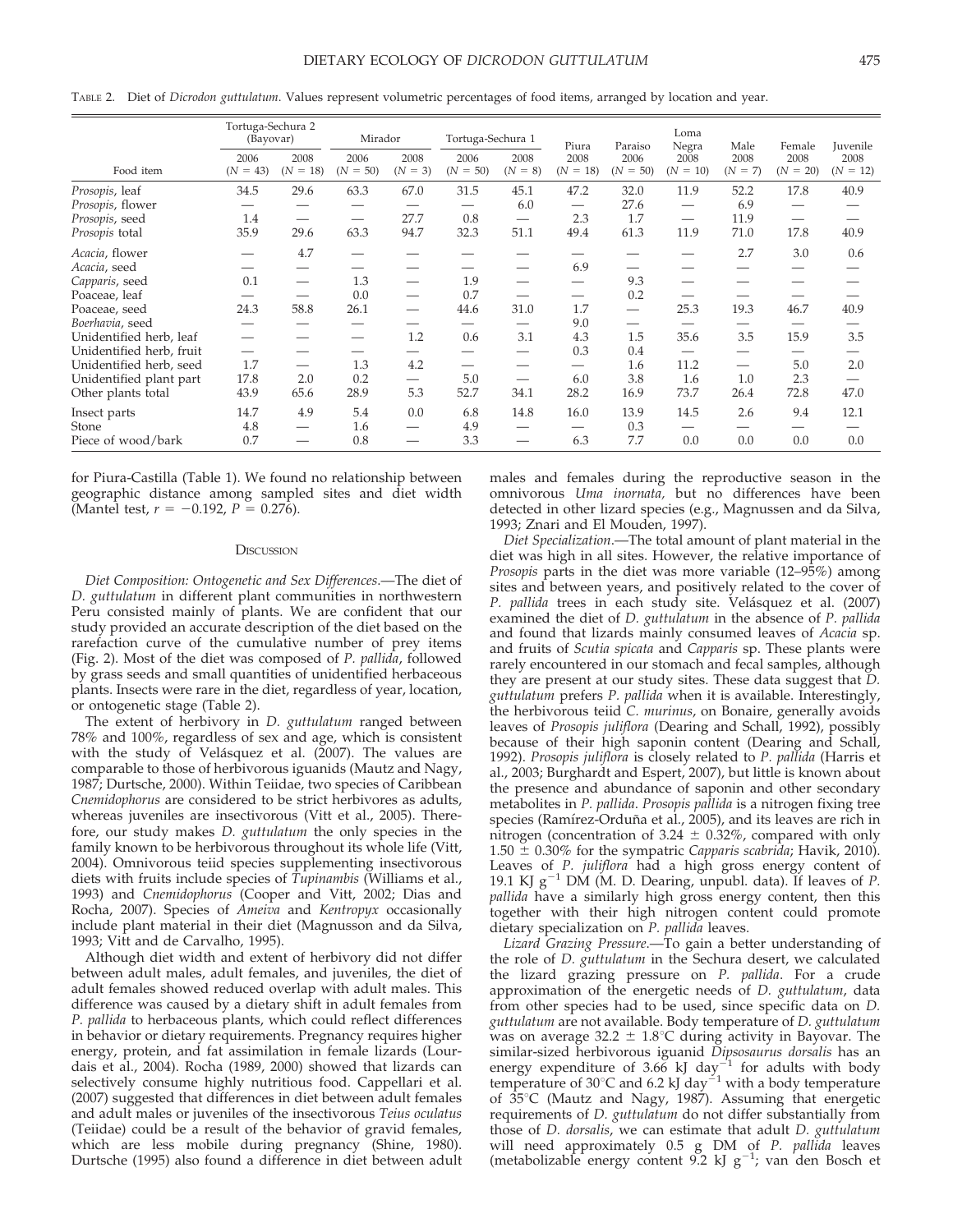TABLE 2. Diet of *Dicrodon guttulatum*. Values represent volumetric percentages of food items, arranged by location and year.

| Food item | Tortuga-Sechura 2 (Bayovar) 2006 ($N$ = 43) | Tortuga-Sechura 2 (Bayovar) 2008 ($N$ = 18) | Mirador 2006 ($N$ = 50) | Mirador 2008 ($N$ = 3) | Tortuga-Sechura 1 2006 ($N$ = 50) | Tortuga-Sechura 1 2008 ($N$ = 8) | Piura 2008 ($N$ = 18) | Paraiso 2006 ($N$ = 50) | Loma Negra 2008 ($N$ = 10) | Male 2008 ($N$ = 7) | Female 2008 ($N$ = 20) | Juvenile 2008 ($N$ = 12) |
|---|---|---|---|---|---|---|---|---|---|---|---|---|
| *Prosopis*, leaf | 34.5 | 29.6 | 63.3 | 67.0 | 31.5 | 45.1 | 47.2 | 32.0 | 11.9 | 52.2 | 17.8 | 40.9 |
| *Prosopis*, flower | — | — | — | — | — | 6.0 | — | 27.6 | — | 6.9 | — | — |
| *Prosopis*, seed | 1.4 | — | — | 27.7 | 0.8 | — | 2.3 | 1.7 | — | 11.9 | — | — |
| *Prosopis* total | 35.9 | 29.6 | 63.3 | 94.7 | 32.3 | 51.1 | 49.4 | 61.3 | 11.9 | 71.0 | 17.8 | 40.9 |
| *Acacia*, flower | — | 4.7 | — | — | — | — | — | — | — | 2.7 | 3.0 | 0.6 |
| *Acacia*, seed | — | — | — | — | — | — | 6.9 | — | — | — | — | — |
| *Capparis*, seed | 0.1 | — | 1.3 | — | 1.9 | — | — | 9.3 | — | — | — | — |
| Poaceae, leaf | — | — | 0.0 | — | 0.7 | — | — | 0.2 | — | — | — | — |
| Poaceae, seed | 24.3 | 58.8 | 26.1 | — | 44.6 | 31.0 | 1.7 | — | 25.3 | 19.3 | 46.7 | 40.9 |
| *Boerhavia*, seed | — | — | — | — | — | — | 9.0 | — | — | — | — | — |
| Unidentified herb, leaf | — | — | — | 1.2 | 0.6 | 3.1 | 4.3 | 1.5 | 35.6 | 3.5 | 15.9 | 3.5 |
| Unidentified herb, fruit | — | — | — | — | — | — | 0.3 | 0.4 | — | — | — | — |
| Unidentified herb, seed | 1.7 | — | 1.3 | 4.2 | — | — | — | 1.6 | 11.2 | — | 5.0 | 2.0 |
| Unidentified plant part | 17.8 | 2.0 | 0.2 | — | 5.0 | — | 6.0 | 3.8 | 1.6 | 1.0 | 2.3 | — |
| Other plants total | 43.9 | 65.6 | 28.9 | 5.3 | 52.7 | 34.1 | 28.2 | 16.9 | 73.7 | 26.4 | 72.8 | 47.0 |
| Insect parts | 14.7 | 4.9 | 5.4 | 0.0 | 6.8 | 14.8 | 16.0 | 13.9 | 14.5 | 2.6 | 9.4 | 12.1 |
| Stone | 4.8 | — | 1.6 | — | 4.9 | — | — | 0.3 | — | — | — | — |
| Piece of wood/bark | 0.7 | — | 0.8 | — | 3.3 | — | 6.3 | 7.7 | 0.0 | 0.0 | 0.0 | 0.0 |

for Piura-Castilla (Table 1). We found no relationship between geographic distance among sampled sites and diet width (Mantel test, $r = -0.192$, $P = 0.276$).

## DISCUSSION

*Diet Composition: Ontogenetic and Sex Differences.*—The diet of *D. guttulatum* in different plant communities in northwestern Peru consisted mainly of plants. We are confident that our study provided an accurate description of the diet based on the rarefaction curve of the cumulative number of prey items (Fig. 2). Most of the diet was composed of *P. pallida*, followed by grass seeds and small quantities of unidentified herbaceous plants. Insects were rare in the diet, regardless of year, location, or ontogenetic stage (Table 2).

The extent of herbivory in *D. guttulatum* ranged between 78% and 100%, regardless of sex and age, which is consistent with the study of Velásquez et al. (2007). The values are comparable to those of herbivorous iguanids (Mautz and Nagy, 1987; Durtsche, 2000). Within Teiidae, two species of Caribbean *Cnemidophorus* are considered to be strict herbivores as adults, whereas juveniles are insectivorous (Vitt et al., 2005). Therefore, our study makes *D. guttulatum* the only species in the family known to be herbivorous throughout its whole life (Vitt, 2004). Omnivorous teiid species supplementing insectivorous diets with fruits include species of *Tupinambis* (Williams et al., 1993) and *Cnemidophorus* (Cooper and Vitt, 2002; Dias and Rocha, 2007). Species of *Ameiva* and *Kentropyx* occasionally include plant material in their diet (Magnusson and da Silva, 1993; Vitt and de Carvalho, 1995).

Although diet width and extent of herbivory did not differ between adult males, adult females, and juveniles, the diet of adult females showed reduced overlap with adult males. This difference was caused by a dietary shift in adult females from *P. pallida* to herbaceous plants, which could reflect differences in behavior or dietary requirements. Pregnancy requires higher energy, protein, and fat assimilation in female lizards (Lourdais et al., 2004). Rocha (1989, 2000) showed that lizards can selectively consume highly nutritious food. Cappellari et al. (2007) suggested that differences in diet between adult females and adult males or juveniles of the insectivorous *Teius oculatus* (Teiidae) could be a result of the behavior of gravid females, which are less mobile during pregnancy (Shine, 1980). Durtsche (1995) also found a difference in diet between adult males and females during the reproductive season in the omnivorous *Uma inornata,* but no differences have been detected in other lizard species (e.g., Magnussen and da Silva, 1993; Znari and El Mouden, 1997).

*Diet Specialization.*—The total amount of plant material in the diet was high in all sites. However, the relative importance of *Prosopis* parts in the diet was more variable (12–95%) among sites and between years, and positively related to the cover of *P. pallida* trees in each study site. Velásquez et al. (2007) examined the diet of *D. guttulatum* in the absence of *P. pallida* and found that lizards mainly consumed leaves of *Acacia* sp. and fruits of *Scutia spicata* and *Capparis* sp. These plants were rarely encountered in our stomach and fecal samples, although they are present at our study sites. These data suggest that *D. guttulatum* prefers *P. pallida* when it is available. Interestingly, the herbivorous teiid *C. murinus*, on Bonaire, generally avoids leaves of *Prosopis juliflora* (Dearing and Schall, 1992), possibly because of their high saponin content (Dearing and Schall, 1992). *Prosopis juliflora* is closely related to *P. pallida* (Harris et al., 2003; Burghardt and Espert, 2007), but little is known about the presence and abundance of saponin and other secondary metabolites in *P. pallida*. *Prosopis pallida* is a nitrogen fixing tree species (Ramírez-Orduña et al., 2005), and its leaves are rich in nitrogen (concentration of 3.24 ± 0.32%, compared with only 1.50 ± 0.30% for the sympatric *Capparis scabrida*; Havik, 2010). Leaves of *P. juliflora* had a high gross energy content of 19.1 KJ $g^{-1}$ DM (M. D. Dearing, unpubl. data). If leaves of *P. pallida* have a similarly high gross energy content, then this together with their high nitrogen content could promote dietary specialization on *P. pallida* leaves.

*Lizard Grazing Pressure.*—To gain a better understanding of the role of *D. guttulatum* in the Sechura desert, we calculated the lizard grazing pressure on *P. pallida*. For a crude approximation of the energetic needs of *D. guttulatum*, data from other species had to be used, since specific data on *D. guttulatum* are not available. Body temperature of *D. guttulatum* was on average 32.2 ± 1.8°C during activity in Bayovar. The similar-sized herbivorous iguanid *Dipsosaurus dorsalis* has an energy expenditure of 3.66 kJ $day^{-1}$ for adults with body temperature of 30°C and 6.2 kJ $day^{-1}$ with a body temperature of 35°C (Mautz and Nagy, 1987). Assuming that energetic requirements of *D. guttulatum* do not differ substantially from those of *D. dorsalis*, we can estimate that adult *D. guttulatum* will need approximately 0.5 g DM of *P. pallida* leaves (metabolizable energy content 9.2 kJ $g^{-1}$; van den Bosch et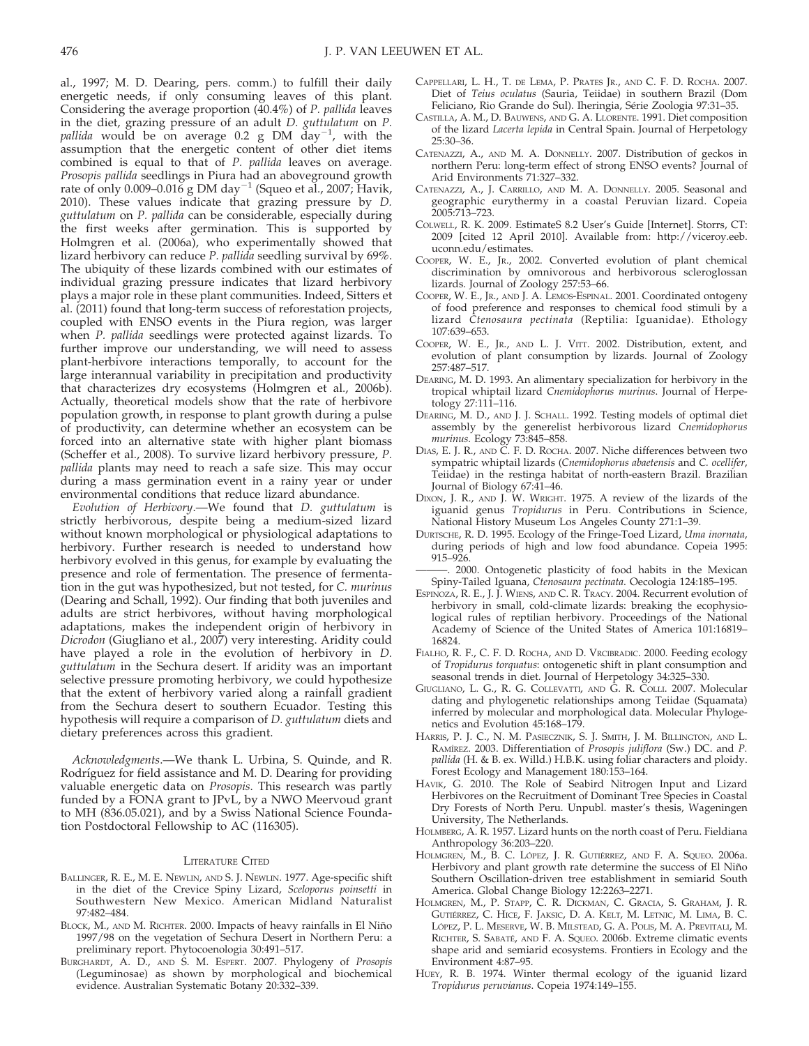al., 1997; M. D. Dearing, pers. comm.) to fulfill their daily energetic needs, if only consuming leaves of this plant. Considering the average proportion (40.4%) of *P. pallida* leaves in the diet, grazing pressure of an adult *D. guttulatum* on *P. pallida* would be on average 0.2 g DM day$^{-1}$, with the assumption that the energetic content of other diet items combined is equal to that of *P. pallida* leaves on average. *Prosopis pallida* seedlings in Piura had an aboveground growth rate of only 0.009–0.016 g DM day$^{-1}$ (Squeo et al., 2007; Havik, 2010). These values indicate that grazing pressure by *D. guttulatum* on *P. pallida* can be considerable, especially during the first weeks after germination. This is supported by Holmgren et al. (2006a), who experimentally showed that lizard herbivory can reduce *P. pallida* seedling survival by 69%. The ubiquity of these lizards combined with our estimates of individual grazing pressure indicates that lizard herbivory plays a major role in these plant communities. Indeed, Sitters et al. (2011) found that long-term success of reforestation projects, coupled with ENSO events in the Piura region, was larger when *P. pallida* seedlings were protected against lizards. To further improve our understanding, we will need to assess plant-herbivore interactions temporally, to account for the large interannual variability in precipitation and productivity that characterizes dry ecosystems (Holmgren et al., 2006b). Actually, theoretical models show that the rate of herbivore population growth, in response to plant growth during a pulse of productivity, can determine whether an ecosystem can be forced into an alternative state with higher plant biomass (Scheffer et al., 2008). To survive lizard herbivory pressure, *P. pallida* plants may need to reach a safe size. This may occur during a mass germination event in a rainy year or under environmental conditions that reduce lizard abundance.

*Evolution of Herbivory*.—We found that *D. guttulatum* is strictly herbivorous, despite being a medium-sized lizard without known morphological or physiological adaptations to herbivory. Further research is needed to understand how herbivory evolved in this genus, for example by evaluating the presence and role of fermentation. The presence of fermentation in the gut was hypothesized, but not tested, for *C. murinus* (Dearing and Schall, 1992). Our finding that both juveniles and adults are strict herbivores, without having morphological adaptations, makes the independent origin of herbivory in *Dicrodon* (Giugliano et al., 2007) very interesting. Aridity could have played a role in the evolution of herbivory in *D. guttulatum* in the Sechura desert. If aridity was an important selective pressure promoting herbivory, we could hypothesize that the extent of herbivory varied along a rainfall gradient from the Sechura desert to southern Ecuador. Testing this hypothesis will require a comparison of *D. guttulatum* diets and dietary preferences across this gradient.

*Acknowledgments*.—We thank L. Urbina, S. Quinde, and R. Rodríguez for field assistance and M. D. Dearing for providing valuable energetic data on *Prosopis*. This research was partly funded by a FONA grant to JPvL, by a NWO Meervoud grant to MH (836.05.021), and by a Swiss National Science Foundation Postdoctoral Fellowship to AC (116305).

## Literature Cited

Ballinger, R. E., M. E. Newlin, and S. J. Newlin. 1977. Age-specific shift in the diet of the Crevice Spiny Lizard, *Sceloporus poinsetti* in Southwestern New Mexico. American Midland Naturalist 97:482–484.

Block, M., and M. Richter. 2000. Impacts of heavy rainfalls in El Niño 1997/98 on the vegetation of Sechura Desert in Northern Peru: a preliminary report. Phytocoenologia 30:491–517.

Burghardt, A. D., and S. M. Espert. 2007. Phylogeny of *Prosopis* (Leguminosae) as shown by morphological and biochemical evidence. Australian Systematic Botany 20:332–339.

Cappellari, L. H., T. de Lema, P. Prates Jr., and C. F. D. Rocha. 2007. Diet of *Teius oculatus* (Sauria, Teiidae) in southern Brazil (Dom Feliciano, Rio Grande do Sul). Iheringia, Série Zoologia 97:31–35.

Castilla, A. M., D. Bauwens, and G. A. Llorente. 1991. Diet composition of the lizard *Lacerta lepida* in Central Spain. Journal of Herpetology 25:30–36.

Catenazzi, A., and M. A. Donnelly. 2007. Distribution of geckos in northern Peru: long-term effect of strong ENSO events? Journal of Arid Environments 71:327–332.

Catenazzi, A., J. Carrillo, and M. A. Donnelly. 2005. Seasonal and geographic eurythermy in a coastal Peruvian lizard. Copeia 2005:713–723.

Colwell, R. K. 2009. EstimateS 8.2 User's Guide [Internet]. Storrs, CT: 2009 [cited 12 April 2010]. Available from: http://viceroy.eeb.uconn.edu/estimates.

Cooper, W. E., Jr., 2002. Converted evolution of plant chemical discrimination by omnivorous and herbivorous scleroglossan lizards. Journal of Zoology 257:53–66.

Cooper, W. E., Jr., and J. A. Lemos-Espinal. 2001. Coordinated ontogeny of food preference and responses to chemical food stimuli by a lizard *Ctenosaura pectinata* (Reptilia: Iguanidae). Ethology 107:639–653.

Cooper, W. E., Jr., and L. J. Vitt. 2002. Distribution, extent, and evolution of plant consumption by lizards. Journal of Zoology 257:487–517.

Dearing, M. D. 1993. An alimentary specialization for herbivory in the tropical whiptail lizard *Cnemidophorus murinus*. Journal of Herpetology 27:111–116.

Dearing, M. D., and J. J. Schall. 1992. Testing models of optimal diet assembly by the generelist herbivorous lizard *Cnemidophorus murinus*. Ecology 73:845–858.

Dias, E. J. R., and C. F. D. Rocha. 2007. Niche differences between two sympatric whiptail lizards (*Cnemidophorus abaetensis* and *C. ocellifer*, Teiidae) in the restinga habitat of north-eastern Brazil. Brazilian Journal of Biology 67:41–46.

Dixon, J. R., and J. W. Wright. 1975. A review of the lizards of the iguanid genus *Tropidurus* in Peru. Contributions in Science, National History Museum Los Angeles County 271:1–39.

Durtsche, R. D. 1995. Ecology of the Fringe-Toed Lizard, *Uma inornata*, during periods of high and low food abundance. Copeia 1995: 915–926.

———. 2000. Ontogenetic plasticity of food habits in the Mexican Spiny-Tailed Iguana, *Ctenosaura pectinata*. Oecologia 124:185–195.

Espinoza, R. E., J. J. Wiens, and C. R. Tracy. 2004. Recurrent evolution of herbivory in small, cold-climate lizards: breaking the ecophysiological rules of reptilian herbivory. Proceedings of the National Academy of Science of the United States of America 101:16819–16824.

Fialho, R. F., C. F. D. Rocha, and D. Vrcibradic. 2000. Feeding ecology of *Tropidurus torquatus*: ontogenetic shift in plant consumption and seasonal trends in diet. Journal of Herpetology 34:325–330.

Giugliano, L. G., R. G. Collevatti, and G. R. Colli. 2007. Molecular dating and phylogenetic relationships among Teiidae (Squamata) inferred by molecular and morphological data. Molecular Phylogenetics and Evolution 45:168–179.

Harris, P. J. C., N. M. Pasiecznik, S. J. Smith, J. M. Billington, and L. Ramírez. 2003. Differentiation of *Prosopis juliflora* (Sw.) DC. and *P. pallida* (H. & B. ex. Willd.) H.B.K. using foliar characters and ploidy. Forest Ecology and Management 180:153–164.

Havik, G. 2010. The Role of Seabird Nitrogen Input and Lizard Herbivores on the Recruitment of Dominant Tree Species in Coastal Dry Forests of North Peru. Unpubl. master's thesis, Wageningen University, The Netherlands.

Holmberg, A. R. 1957. Lizard hunts on the north coast of Peru. Fieldiana Anthropology 36:203–220.

Holmgren, M., B. C. López, J. R. Gutiérrez, and F. A. Squeo. 2006a. Herbivory and plant growth rate determine the success of El Niño Southern Oscillation-driven tree establishment in semiarid South America. Global Change Biology 12:2263–2271.

Holmgren, M., P. Stapp, C. R. Dickman, C. Gracia, S. Graham, J. R. Gutiérrez, C. Hice, F. Jaksic, D. A. Kelt, M. Letnic, M. Lima, B. C. López, P. L. Meserve, W. B. Milstead, G. A. Polis, M. A. Previtali, M. Richter, S. Sabaté, and F. A. Squeo. 2006b. Extreme climatic events shape arid and semiarid ecosystems. Frontiers in Ecology and the Environment 4:87–95.

Huey, R. B. 1974. Winter thermal ecology of the iguanid lizard *Tropidurus peruvianus*. Copeia 1974:149–155.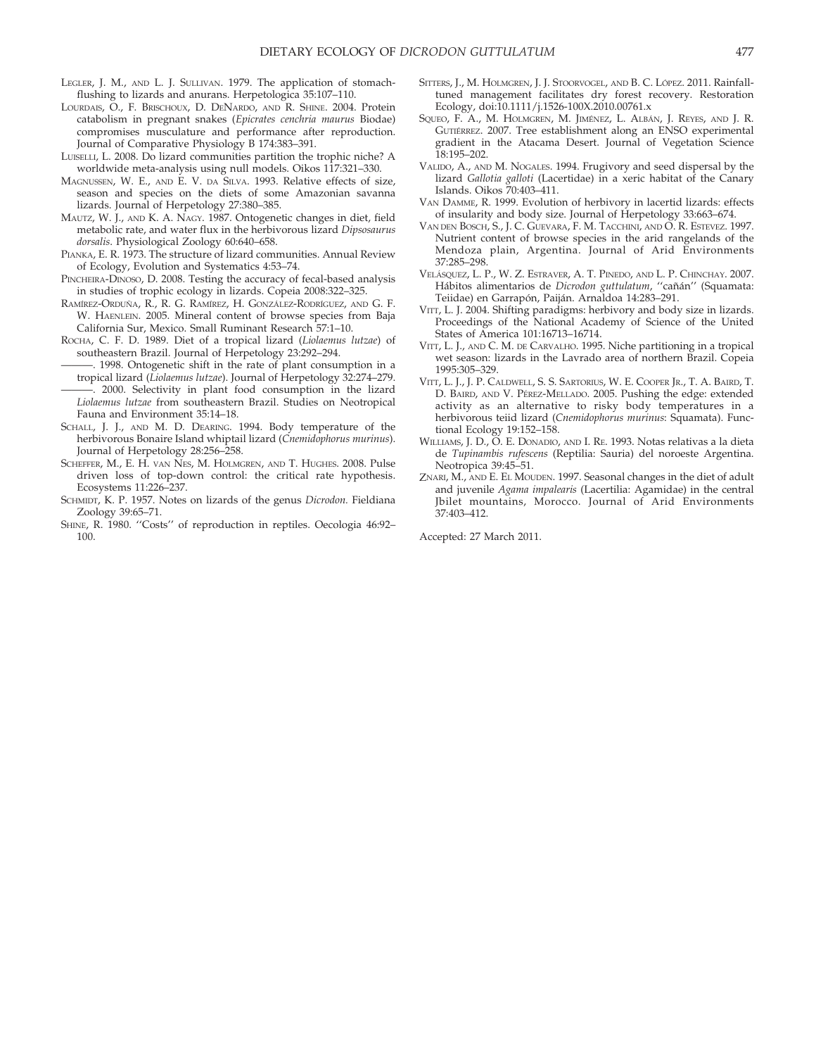Legler, J. M., and L. J. Sullivan. 1979. The application of stomach-flushing to lizards and anurans. Herpetologica 35:107–110.

Lourdais, O., F. Brischoux, D. DeNardo, and R. Shine. 2004. Protein catabolism in pregnant snakes (*Epicrates cenchria maurus* Biodae) compromises musculature and performance after reproduction. Journal of Comparative Physiology B 174:383–391.

Luiselli, L. 2008. Do lizard communities partition the trophic niche? A worldwide meta-analysis using null models. Oikos 117:321–330.

Magnussen, W. E., and E. V. da Silva. 1993. Relative effects of size, season and species on the diets of some Amazonian savanna lizards. Journal of Herpetology 27:380–385.

Mautz, W. J., and K. A. Nagy. 1987. Ontogenetic changes in diet, field metabolic rate, and water flux in the herbivorous lizard *Dipsosaurus dorsalis*. Physiological Zoology 60:640–658.

Pianka, E. R. 1973. The structure of lizard communities. Annual Review of Ecology, Evolution and Systematics 4:53–74.

Pincheira-Dinoso, D. 2008. Testing the accuracy of fecal-based analysis in studies of trophic ecology in lizards. Copeia 2008:322–325.

Ramírez-Orduña, R., R. G. Ramírez, H. González-Rodríguez, and G. F. W. Haenlein. 2005. Mineral content of browse species from Baja California Sur, Mexico. Small Ruminant Research 57:1–10.

Rocha, C. F. D. 1989. Diet of a tropical lizard (*Liolaemus lutzae*) of southeastern Brazil. Journal of Herpetology 23:292–294.

———. 1998. Ontogenetic shift in the rate of plant consumption in a tropical lizard (*Liolaemus lutzae*). Journal of Herpetology 32:274–279.

———. 2000. Selectivity in plant food consumption in the lizard *Liolaemus lutzae* from southeastern Brazil. Studies on Neotropical Fauna and Environment 35:14–18.

Schall, J. J., and M. D. Dearing. 1994. Body temperature of the herbivorous Bonaire Island whiptail lizard (*Cnemidophorus murinus*). Journal of Herpetology 28:256–258.

Scheffer, M., E. H. van Nes, M. Holmgren, and T. Hughes. 2008. Pulse driven loss of top-down control: the critical rate hypothesis. Ecosystems 11:226–237.

Schmidt, K. P. 1957. Notes on lizards of the genus *Dicrodon*. Fieldiana Zoology 39:65–71.

Shine, R. 1980. ''Costs'' of reproduction in reptiles. Oecologia 46:92–100.

Sitters, J., M. Holmgren, J. J. Stoorvogel, and B. C. López. 2011. Rainfall-tuned management facilitates dry forest recovery. Restoration Ecology, doi:10.1111/j.1526-100X.2010.00761.x

Squeo, F. A., M. Holmgren, M. Jiménez, L. Albán, J. Reyes, and J. R. Gutiérrez. 2007. Tree establishment along an ENSO experimental gradient in the Atacama Desert. Journal of Vegetation Science 18:195–202.

Valido, A., and M. Nogales. 1994. Frugivory and seed dispersal by the lizard *Gallotia galloti* (Lacertidae) in a xeric habitat of the Canary Islands. Oikos 70:403–411.

Van Damme, R. 1999. Evolution of herbivory in lacertid lizards: effects of insularity and body size. Journal of Herpetology 33:663–674.

Van den Bosch, S., J. C. Guevara, F. M. Tacchini, and O. R. Estevez. 1997. Nutrient content of browse species in the arid rangelands of the Mendoza plain, Argentina. Journal of Arid Environments 37:285–298.

Velásquez, L. P., W. Z. Estraver, A. T. Pinedo, and L. P. Chinchay. 2007. Hábitos alimentarios de *Dicrodon guttulatum*, ''cañán'' (Squamata: Teiidae) en Garrapón, Paiján. Arnaldoa 14:283–291.

Vitt, L. J. 2004. Shifting paradigms: herbivory and body size in lizards. Proceedings of the National Academy of Science of the United States of America 101:16713–16714.

Vitt, L. J., and C. M. de Carvalho. 1995. Niche partitioning in a tropical wet season: lizards in the Lavrado area of northern Brazil. Copeia 1995:305–329.

Vitt, L. J., J. P. Caldwell, S. S. Sartorius, W. E. Cooper Jr., T. A. Baird, T. D. Baird, and V. Pérez-Mellado. 2005. Pushing the edge: extended activity as an alternative to risky body temperatures in a herbivorous teiid lizard (*Cnemidophorus murinus*: Squamata). Functional Ecology 19:152–158.

Williams, J. D., O. E. Donadio, and I. Re. 1993. Notas relativas a la dieta de *Tupinambis rufescens* (Reptilia: Sauria) del noroeste Argentina. Neotropica 39:45–51.

Znari, M., and E. El Mouden. 1997. Seasonal changes in the diet of adult and juvenile *Agama impalearis* (Lacertilia: Agamidae) in the central Jbilet mountains, Morocco. Journal of Arid Environments 37:403–412.

Accepted: 27 March 2011.